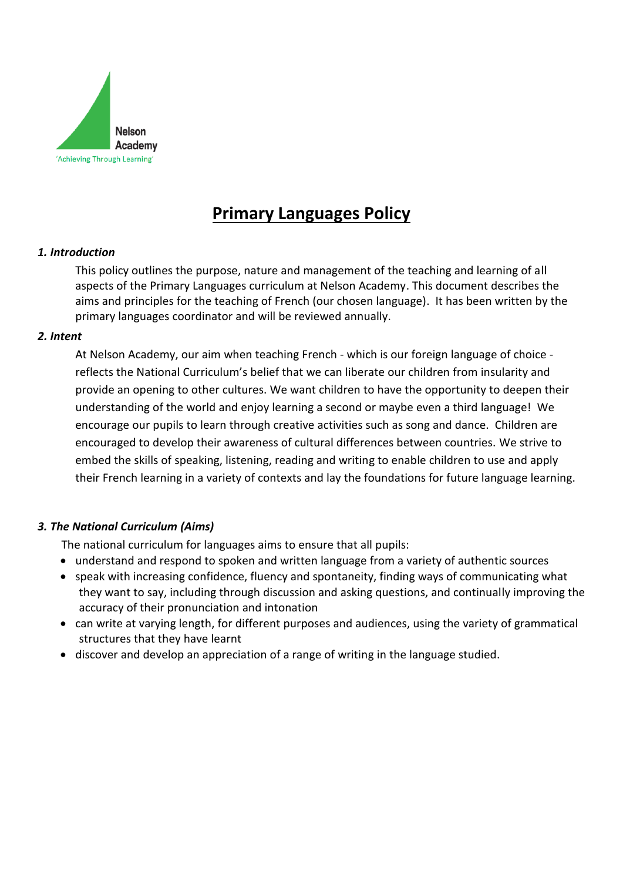Nelson Academy
'Achieving Through Learning'

# Primary Languages Policy

***1. Introduction***

This policy outlines the purpose, nature and management of the teaching and learning of all aspects of the Primary Languages curriculum at Nelson Academy. This document describes the aims and principles for the teaching of French (our chosen language). It has been written by the primary languages coordinator and will be reviewed annually.

***2. Intent***

At Nelson Academy, our aim when teaching French - which is our foreign language of choice - reflects the National Curriculum's belief that we can liberate our children from insularity and provide an opening to other cultures. We want children to have the opportunity to deepen their understanding of the world and enjoy learning a second or maybe even a third language! We encourage our pupils to learn through creative activities such as song and dance. Children are encouraged to develop their awareness of cultural differences between countries. We strive to embed the skills of speaking, listening, reading and writing to enable children to use and apply their French learning in a variety of contexts and lay the foundations for future language learning.

***3. The National Curriculum (Aims)***

The national curriculum for languages aims to ensure that all pupils:

- understand and respond to spoken and written language from a variety of authentic sources
- speak with increasing confidence, fluency and spontaneity, finding ways of communicating what they want to say, including through discussion and asking questions, and continually improving the accuracy of their pronunciation and intonation
- can write at varying length, for different purposes and audiences, using the variety of grammatical structures that they have learnt
- discover and develop an appreciation of a range of writing in the language studied.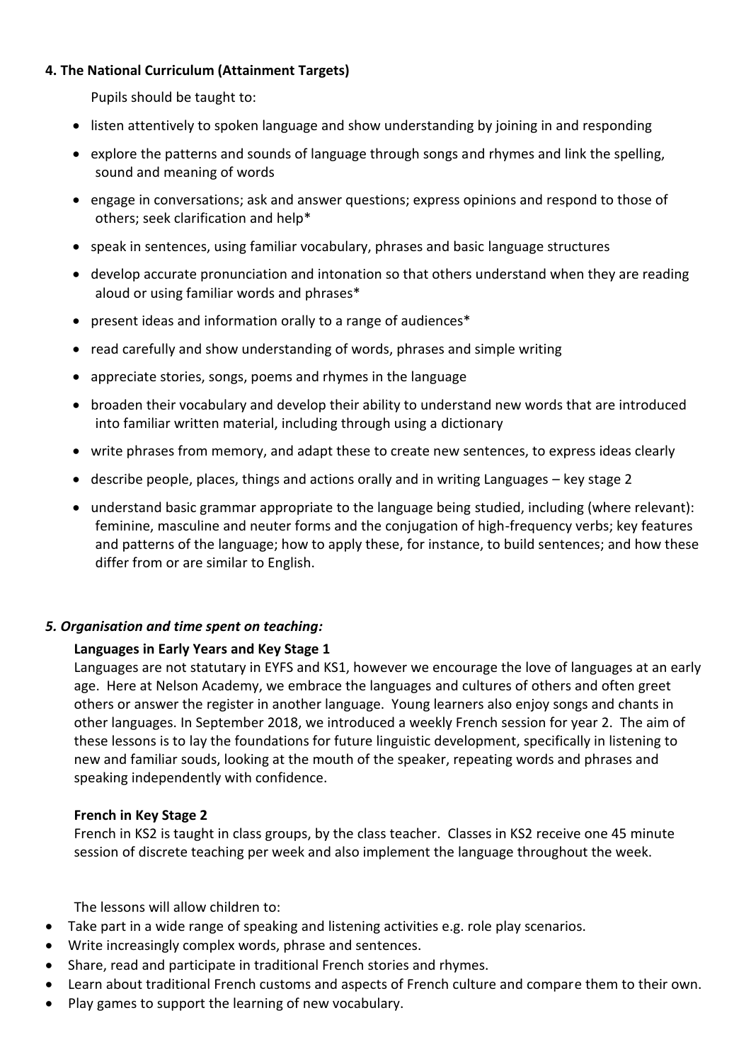### 4. The National Curriculum (Attainment Targets)

Pupils should be taught to:

- listen attentively to spoken language and show understanding by joining in and responding
- explore the patterns and sounds of language through songs and rhymes and link the spelling, sound and meaning of words
- engage in conversations; ask and answer questions; express opinions and respond to those of others; seek clarification and help*
- speak in sentences, using familiar vocabulary, phrases and basic language structures
- develop accurate pronunciation and intonation so that others understand when they are reading aloud or using familiar words and phrases*
- present ideas and information orally to a range of audiences*
- read carefully and show understanding of words, phrases and simple writing
- appreciate stories, songs, poems and rhymes in the language
- broaden their vocabulary and develop their ability to understand new words that are introduced into familiar written material, including through using a dictionary
- write phrases from memory, and adapt these to create new sentences, to express ideas clearly
- describe people, places, things and actions orally and in writing Languages – key stage 2
- understand basic grammar appropriate to the language being studied, including (where relevant): feminine, masculine and neuter forms and the conjugation of high-frequency verbs; key features and patterns of the language; how to apply these, for instance, to build sentences; and how these differ from or are similar to English.

### *5. Organisation and time spent on teaching:*

**Languages in Early Years and Key Stage 1**

Languages are not statutary in EYFS and KS1, however we encourage the love of languages at an early age. Here at Nelson Academy, we embrace the languages and cultures of others and often greet others or answer the register in another language. Young learners also enjoy songs and chants in other languages. In September 2018, we introduced a weekly French session for year 2. The aim of these lessons is to lay the foundations for future linguistic development, specifically in listening to new and familiar souds, looking at the mouth of the speaker, repeating words and phrases and speaking independently with confidence.

**French in Key Stage 2**

French in KS2 is taught in class groups, by the class teacher. Classes in KS2 receive one 45 minute session of discrete teaching per week and also implement the language throughout the week.

The lessons will allow children to:

- Take part in a wide range of speaking and listening activities e.g. role play scenarios.
- Write increasingly complex words, phrase and sentences.
- Share, read and participate in traditional French stories and rhymes.
- Learn about traditional French customs and aspects of French culture and compare them to their own.
- Play games to support the learning of new vocabulary.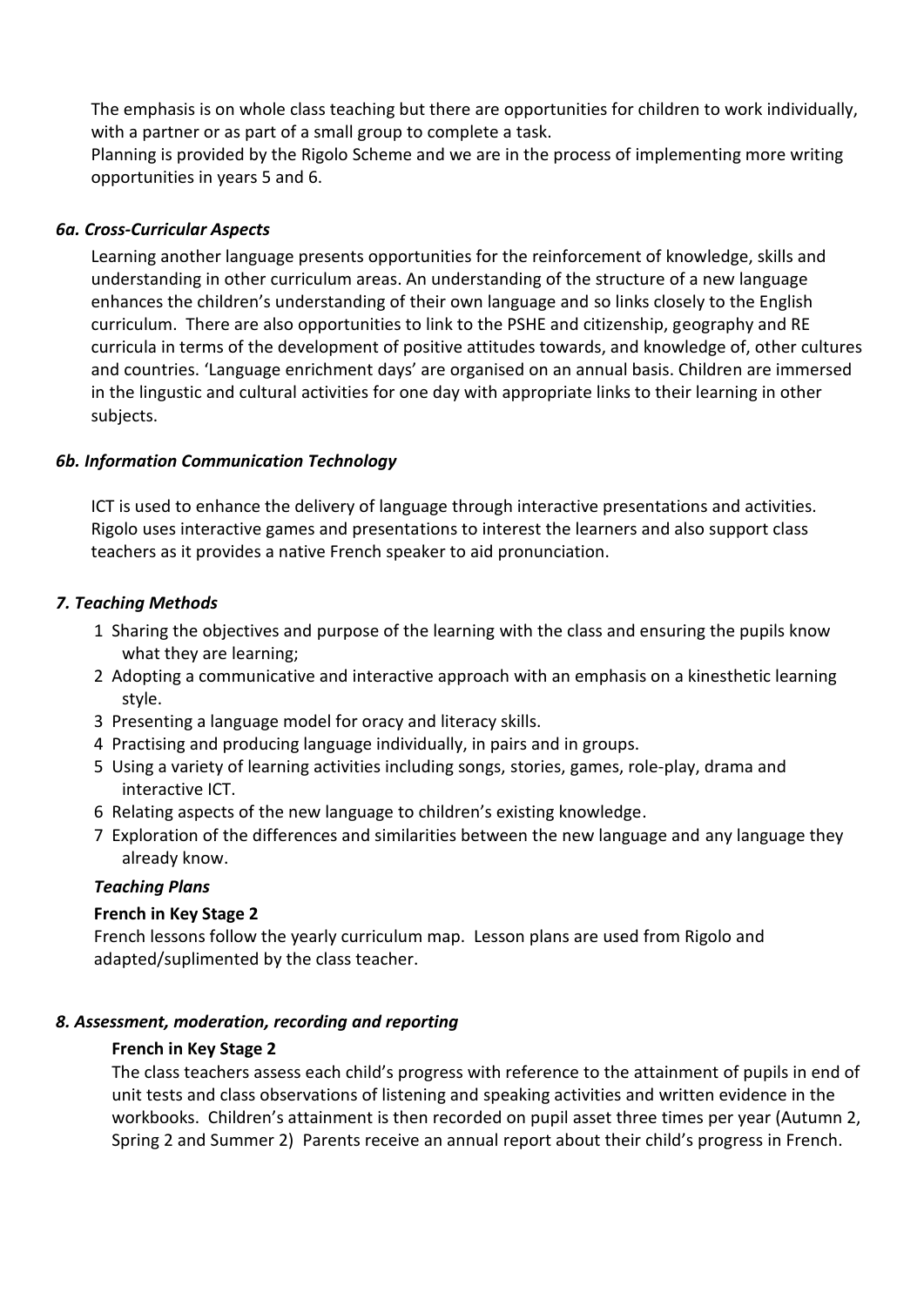The emphasis is on whole class teaching but there are opportunities for children to work individually, with a partner or as part of a small group to complete a task.
Planning is provided by the Rigolo Scheme and we are in the process of implementing more writing opportunities in years 5 and 6.

### *6a. Cross-Curricular Aspects*

Learning another language presents opportunities for the reinforcement of knowledge, skills and understanding in other curriculum areas. An understanding of the structure of a new language enhances the children's understanding of their own language and so links closely to the English curriculum. There are also opportunities to link to the PSHE and citizenship, geography and RE curricula in terms of the development of positive attitudes towards, and knowledge of, other cultures and countries. 'Language enrichment days' are organised on an annual basis. Children are immersed in the lingustic and cultural activities for one day with appropriate links to their learning in other subjects.

### *6b. Information Communication Technology*

ICT is used to enhance the delivery of language through interactive presentations and activities. Rigolo uses interactive games and presentations to interest the learners and also support class teachers as it provides a native French speaker to aid pronunciation.

### *7. Teaching Methods*

1. Sharing the objectives and purpose of the learning with the class and ensuring the pupils know what they are learning;
2. Adopting a communicative and interactive approach with an emphasis on a kinesthetic learning style.
3. Presenting a language model for oracy and literacy skills.
4. Practising and producing language individually, in pairs and in groups.
5. Using a variety of learning activities including songs, stories, games, role-play, drama and interactive ICT.
6. Relating aspects of the new language to children's existing knowledge.
7. Exploration of the differences and similarities between the new language and any language they already know.

#### *Teaching Plans*

**French in Key Stage 2**

French lessons follow the yearly curriculum map. Lesson plans are used from Rigolo and adapted/suplimented by the class teacher.

### *8. Assessment, moderation, recording and reporting*

**French in Key Stage 2**

The class teachers assess each child's progress with reference to the attainment of pupils in end of unit tests and class observations of listening and speaking activities and written evidence in the workbooks. Children's attainment is then recorded on pupil asset three times per year (Autumn 2, Spring 2 and Summer 2) Parents receive an annual report about their child's progress in French.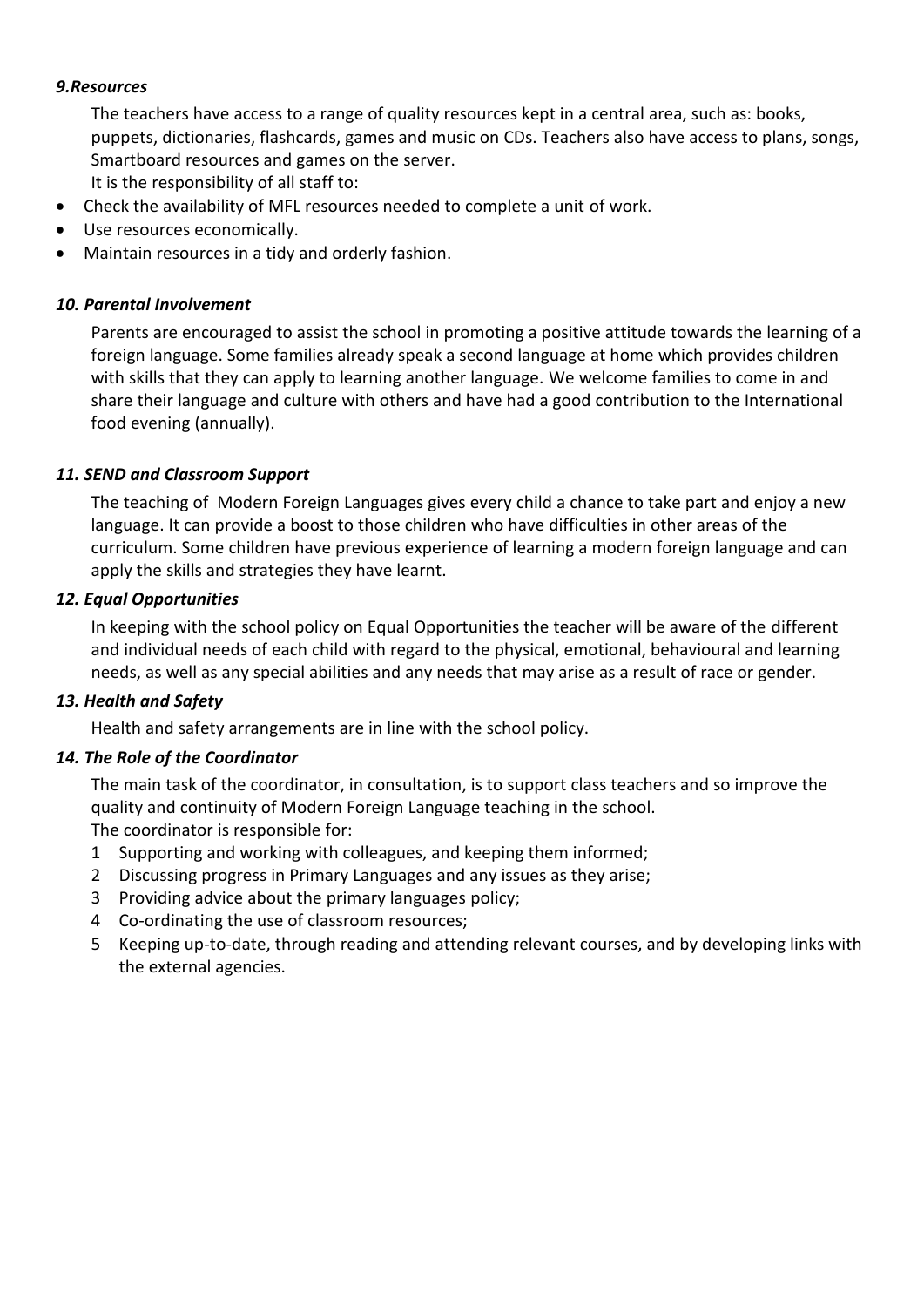### *9.Resources*

The teachers have access to a range of quality resources kept in a central area, such as: books, puppets, dictionaries, flashcards, games and music on CDs. Teachers also have access to plans, songs, Smartboard resources and games on the server.

It is the responsibility of all staff to:

- Check the availability of MFL resources needed to complete a unit of work.
- Use resources economically.
- Maintain resources in a tidy and orderly fashion.

### *10. Parental Involvement*

Parents are encouraged to assist the school in promoting a positive attitude towards the learning of a foreign language. Some families already speak a second language at home which provides children with skills that they can apply to learning another language. We welcome families to come in and share their language and culture with others and have had a good contribution to the International food evening (annually).

### *11. SEND and Classroom Support*

The teaching of Modern Foreign Languages gives every child a chance to take part and enjoy a new language. It can provide a boost to those children who have difficulties in other areas of the curriculum. Some children have previous experience of learning a modern foreign language and can apply the skills and strategies they have learnt.

### *12. Equal Opportunities*

In keeping with the school policy on Equal Opportunities the teacher will be aware of the different and individual needs of each child with regard to the physical, emotional, behavioural and learning needs, as well as any special abilities and any needs that may arise as a result of race or gender.

### *13. Health and Safety*

Health and safety arrangements are in line with the school policy.

### *14. The Role of the Coordinator*

The main task of the coordinator, in consultation, is to support class teachers and so improve the quality and continuity of Modern Foreign Language teaching in the school.

The coordinator is responsible for:

1. Supporting and working with colleagues, and keeping them informed;
2. Discussing progress in Primary Languages and any issues as they arise;
3. Providing advice about the primary languages policy;
4. Co-ordinating the use of classroom resources;
5. Keeping up-to-date, through reading and attending relevant courses, and by developing links with the external agencies.